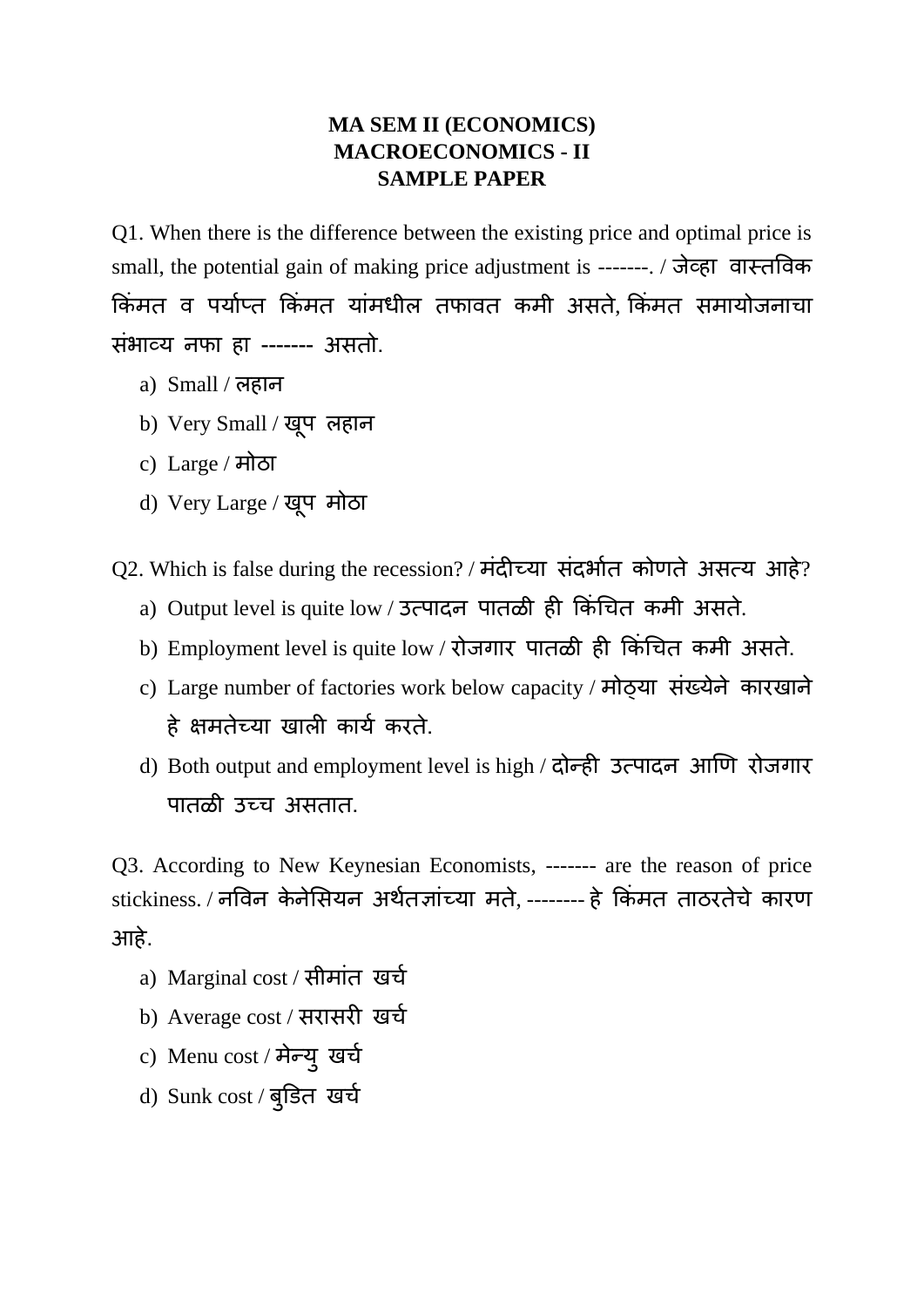**MA SEM II (ECONOMICS)**
**MACROECONOMICS - II**
**SAMPLE PAPER**

Q1. When there is the difference between the existing price and optimal price is small, the potential gain of making price adjustment is -------. / जेव्हा वास्तविक किंमत व पर्याप्त किंमत यांमधील तफावत कमी असते, किंमत समायोजनाचा संभाव्य नफा हा ------- असतो.

a) Small / लहान
b) Very Small / खूप लहान
c) Large / मोठा
d) Very Large / खूप मोठा

Q2. Which is false during the recession? / मंदीच्या संदर्भात कोणते असत्य आहे?

a) Output level is quite low / उत्पादन पातळी ही किंचित कमी असते.
b) Employment level is quite low / रोजगार पातळी ही किंचित कमी असते.
c) Large number of factories work below capacity / मोठ्या संख्येने कारखाने हे क्षमतेच्या खाली कार्य करते.
d) Both output and employment level is high / दोन्ही उत्पादन आणि रोजगार पातळी उच्च असतात.

Q3. According to New Keynesian Economists, ------- are the reason of price stickiness. / नविन केनेसियन अर्थतज्ञांच्या मते, -------- हे किंमत ताठरतेचे कारण आहे.

a) Marginal cost / सीमांत खर्च
b) Average cost / सरासरी खर्च
c) Menu cost / मेन्यु खर्च
d) Sunk cost / बुडित खर्च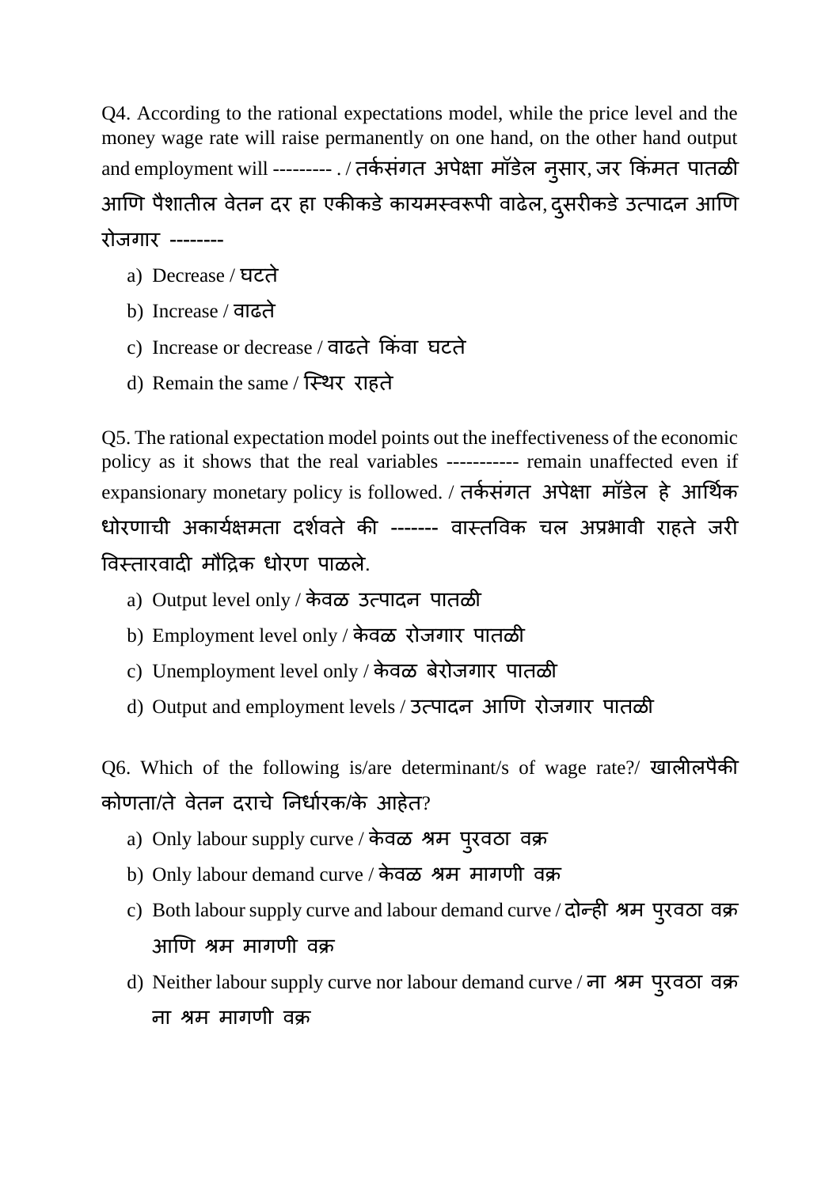Q4. According to the rational expectations model, while the price level and the money wage rate will raise permanently on one hand, on the other hand output and employment will --------- . / तर्कसंगत अपेक्षा मॉडेल नुसार, जर किंमत पातळी आणि पैशातील वेतन दर हा एकीकडे कायमस्वरूपी वाढेल, दुसरीकडे उत्पादन आणि रोजगार --------

a) Decrease / घटते
b) Increase / वाढते
c) Increase or decrease / वाढते किंवा घटते
d) Remain the same / स्थिर राहते

Q5. The rational expectation model points out the ineffectiveness of the economic policy as it shows that the real variables ----------- remain unaffected even if expansionary monetary policy is followed. / तर्कसंगत अपेक्षा मॉडेल हे आर्थिक धोरणाची अकार्यक्षमता दर्शवते की ------- वास्तविक चल अप्रभावी राहते जरी विस्तारवादी मौद्रिक धोरण पाळले.

a) Output level only / केवळ उत्पादन पातळी
b) Employment level only / केवळ रोजगार पातळी
c) Unemployment level only / केवळ बेरोजगार पातळी
d) Output and employment levels / उत्पादन आणि रोजगार पातळी

Q6. Which of the following is/are determinant/s of wage rate?/ खालीलपैकी कोणता/ते वेतन दराचे निर्धारक/के आहेत?

a) Only labour supply curve / केवळ श्रम पुरवठा वक्र
b) Only labour demand curve / केवळ श्रम मागणी वक्र
c) Both labour supply curve and labour demand curve / दोन्ही श्रम पुरवठा वक्र आणि श्रम मागणी वक्र
d) Neither labour supply curve nor labour demand curve / ना श्रम पुरवठा वक्र ना श्रम मागणी वक्र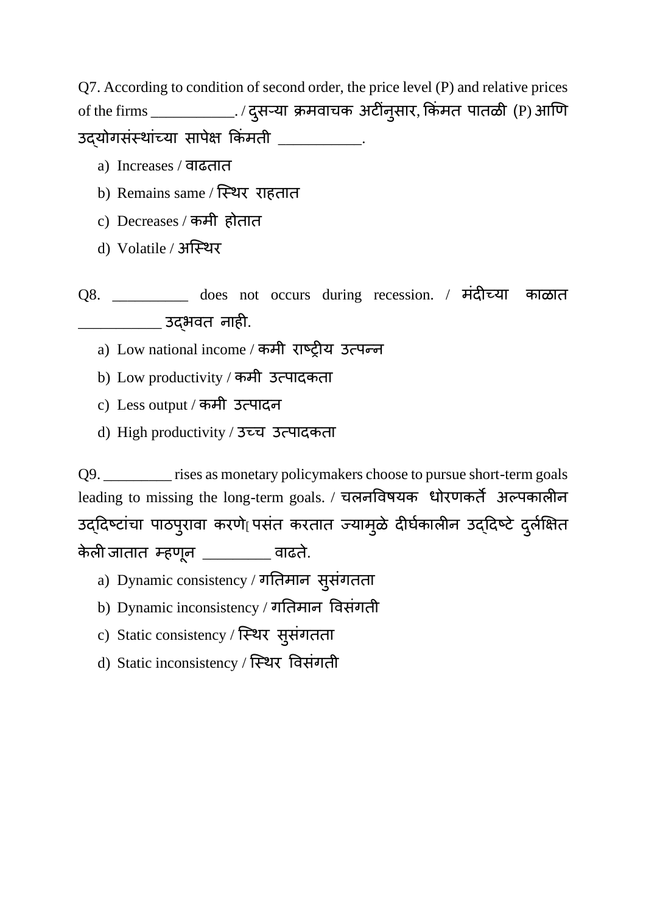Q7. According to condition of second order, the price level (P) and relative prices of the firms ___________. / दुसऱ्या क्रमवाचक अटींनुसार, किंमत पातळी (P) आणि उद्योगसंस्थांच्या सापेक्ष किंमती ___________.

a) Increases / वाढतात
b) Remains same / स्थिर राहतात
c) Decreases / कमी होतात
d) Volatile / अस्थिर

Q8. __________ does not occurs during recession. / मंदीच्या काळात ___________ उद्भवत नाही.

a) Low national income / कमी राष्ट्रीय उत्पन्न
b) Low productivity / कमी उत्पादकता
c) Less output / कमी उत्पादन
d) High productivity / उच्च उत्पादकता

Q9. _________ rises as monetary policymakers choose to pursue short-term goals leading to missing the long-term goals. / चलनविषयक धोरणकर्ते अल्पकालीन उद्दिष्टांचा पाठपुरावा करणे[ पसंत करतात ज्यामुळे दीर्घकालीन उद्दिष्टे दुर्लक्षित केली जातात म्हणून _________ वाढते.

a) Dynamic consistency / गतिमान सुसंगतता
b) Dynamic inconsistency / गतिमान विसंगती
c) Static consistency / स्थिर सुसंगतता
d) Static inconsistency / स्थिर विसंगती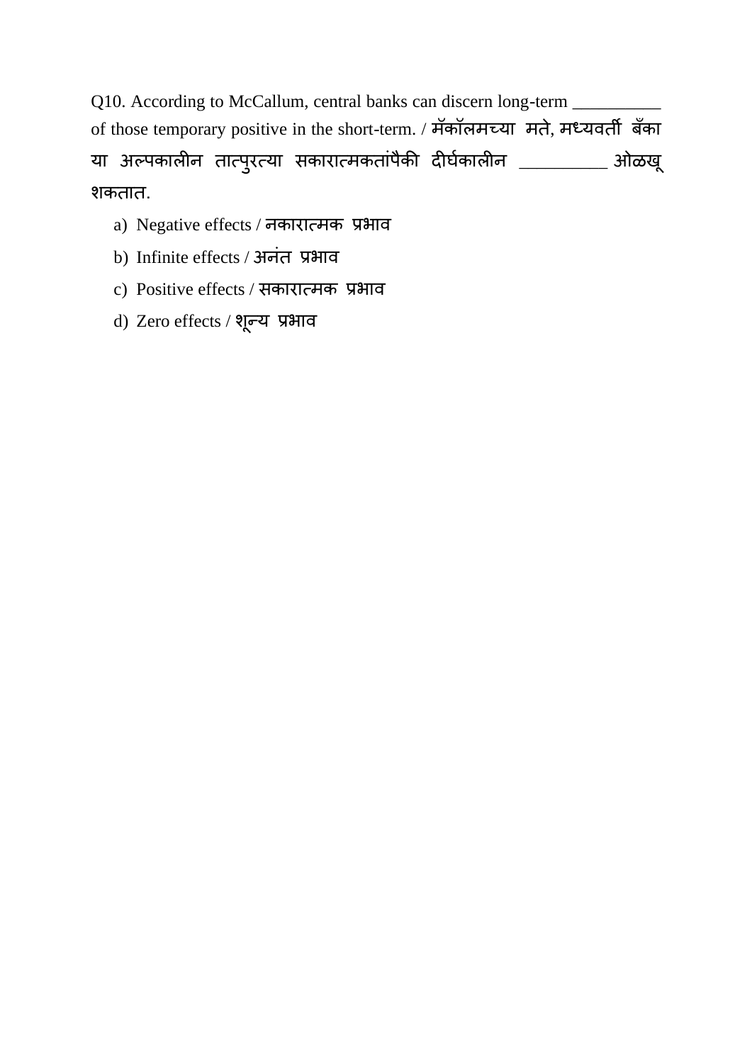Q10. According to McCallum, central banks can discern long-term __________ of those temporary positive in the short-term. / मॅकॉलमच्या मते, मध्यवर्ती बँका या अल्पकालीन तात्पुरत्या सकारात्मकतांपैकी दीर्घकालीन __________ ओळखू शकतात.

a) Negative effects / नकारात्मक प्रभाव
b) Infinite effects / अनंत प्रभाव
c) Positive effects / सकारात्मक प्रभाव
d) Zero effects / शून्य प्रभाव